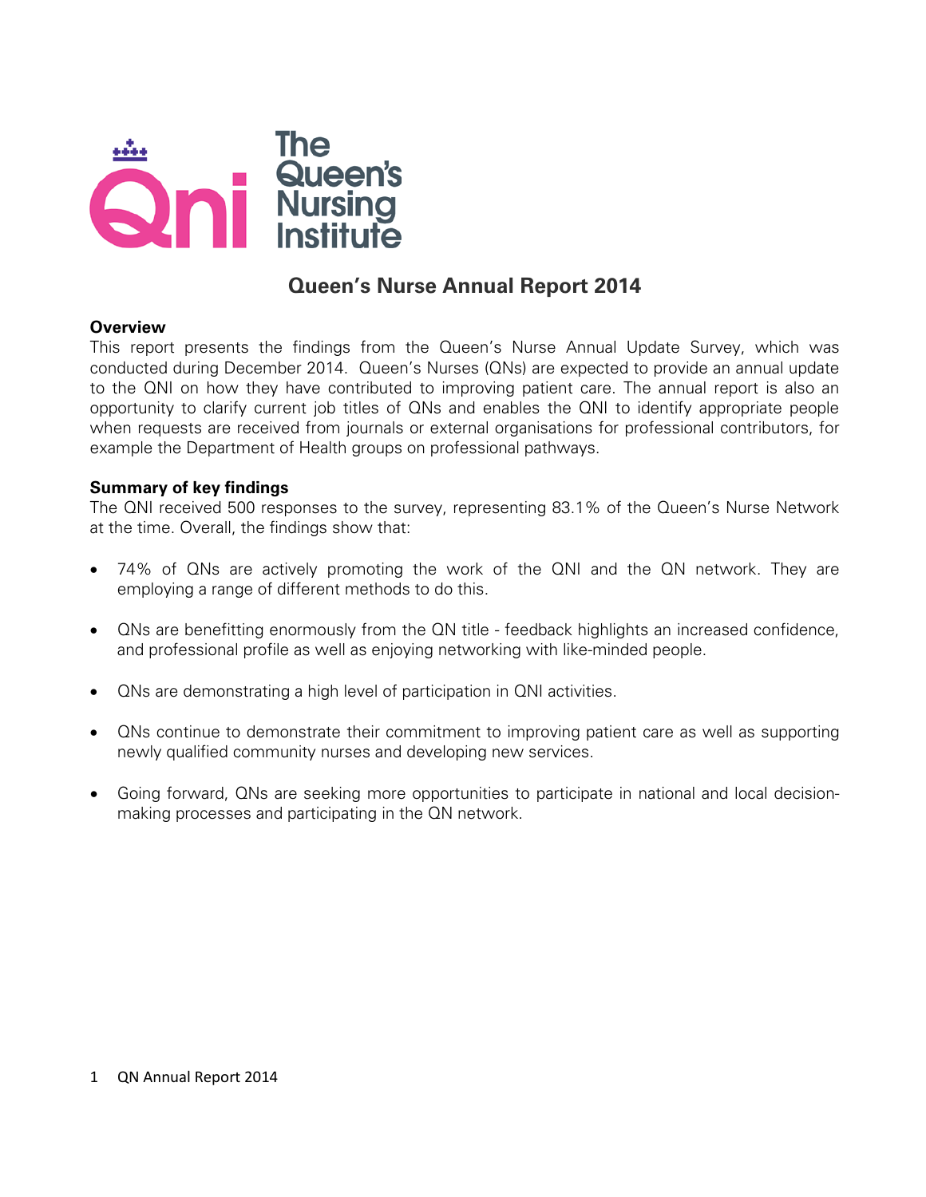# Queen's Nurse Annual Report 2014

## Overview

This report presents the findings from the Queen's Nurse Annual Update Survey, which was conducted during December 2014. Queen's Nurses (QNs) are expected to provide an annual update to the QNI on how they have contributed to improving patient care. The annual report is also an opportunity to clarify current job titles of QNs and enables the QNI to identify appropriate people when requests are received from journals or external organisations for professional contributors, for example the Department of Health groups on professional pathways.

## Summary of key findings

The QNI received 500 responses to the survey, representing 83.1% of the Queen's Nurse Network at the time. Overall, the findings show that:

- 74% of QNs are actively promoting the work of the QNI and the QN network. They are employing a range of different methods to do this.
- QNs are benefitting enormously from the QN title - feedback highlights an increased confidence, and professional profile as well as enjoying networking with like-minded people.
- QNs are demonstrating a high level of participation in QNI activities.
- QNs continue to demonstrate their commitment to improving patient care as well as supporting newly qualified community nurses and developing new services.
- Going forward, QNs are seeking more opportunities to participate in national and local decision-making processes and participating in the QN network.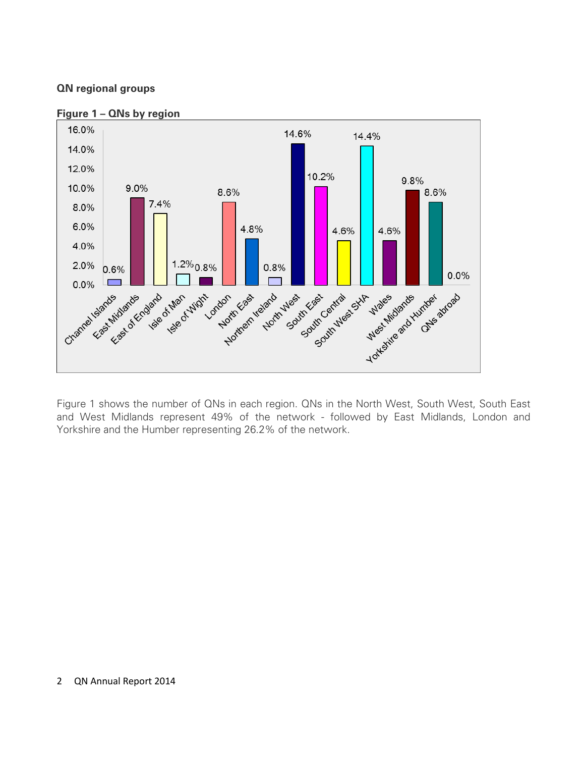**QN regional groups**

**Figure 1 – QNs by region**

| Region | % |
| --- | --- |
| Channel Islands | 0.6% |
| East Midlands | 9.0% |
| East of England | 7.4% |
| Isle of Man | 1.2% |
| Isle of Wight | 0.8% |
| London | 8.6% |
| North East | 4.8% |
| Northern Ireland | 0.8% |
| North West | 14.6% |
| South East | 10.2% |
| South Central | 4.6% |
| South West SHA | 14.4% |
| Wales | 4.6% |
| West Midlands | 9.8% |
| Yorkshire and Humber | 8.6% |
| QNs abroad | 0.0% |

Figure 1 shows the number of QNs in each region. QNs in the North West, South West, South East and West Midlands represent 49% of the network - followed by East Midlands, London and Yorkshire and the Humber representing 26.2% of the network.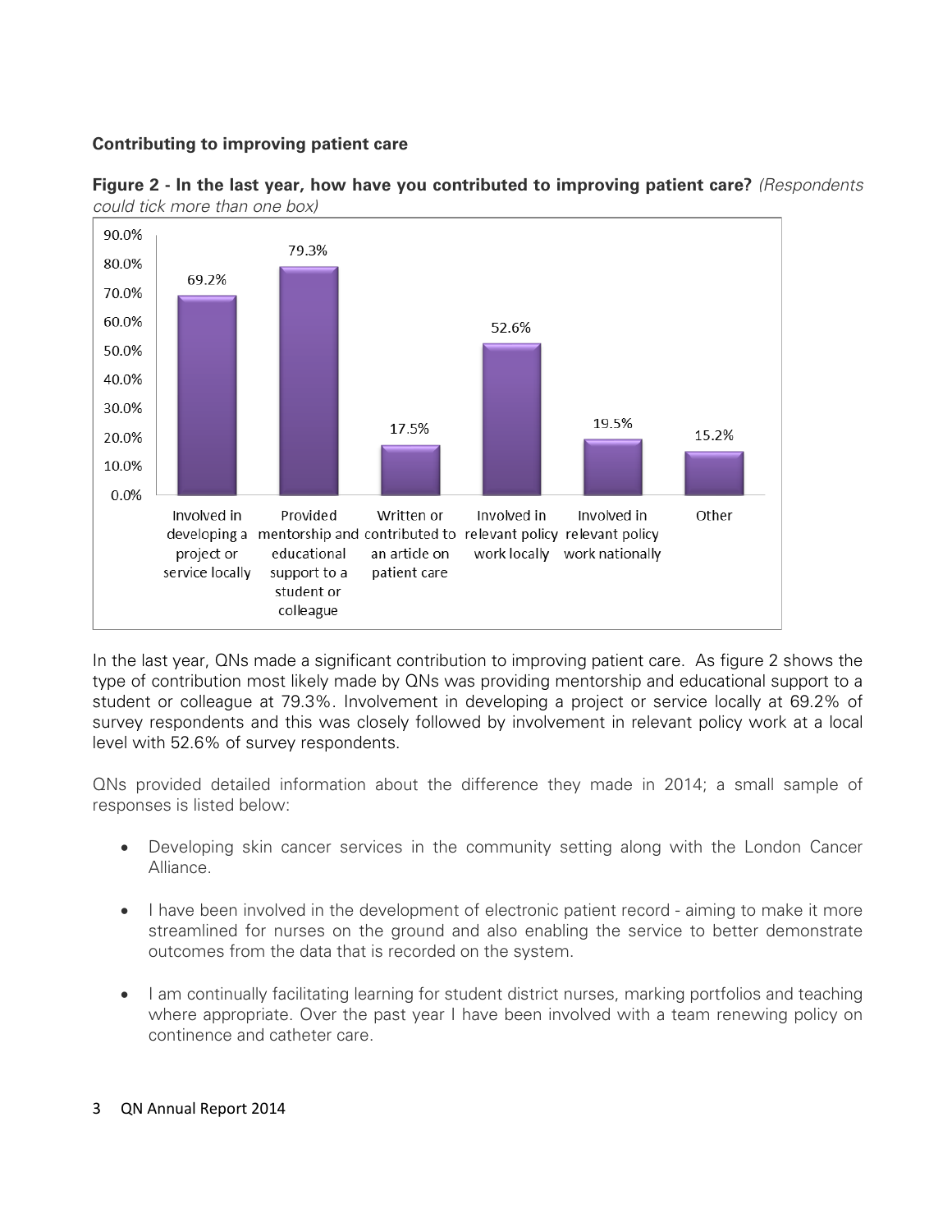**Contributing to improving patient care**

**Figure 2 - In the last year, how have you contributed to improving patient care?** *(Respondents could tick more than one box)*

| Contribution | Percentage |
|---|---|
| Involved in developing a project or service locally | 69.2% |
| Provided mentorship and educational support to a student or colleague | 79.3% |
| Written or contributed to an article on patient care | 17.5% |
| Involved in relevant policy work locally | 52.6% |
| Involved in relevant policy work nationally | 19.5% |
| Other | 15.2% |

In the last year, QNs made a significant contribution to improving patient care. As figure 2 shows the type of contribution most likely made by QNs was providing mentorship and educational support to a student or colleague at 79.3%. Involvement in developing a project or service locally at 69.2% of survey respondents and this was closely followed by involvement in relevant policy work at a local level with 52.6% of survey respondents.

QNs provided detailed information about the difference they made in 2014; a small sample of responses is listed below:

- Developing skin cancer services in the community setting along with the London Cancer Alliance.
- I have been involved in the development of electronic patient record - aiming to make it more streamlined for nurses on the ground and also enabling the service to better demonstrate outcomes from the data that is recorded on the system.
- I am continually facilitating learning for student district nurses, marking portfolios and teaching where appropriate. Over the past year I have been involved with a team renewing policy on continence and catheter care.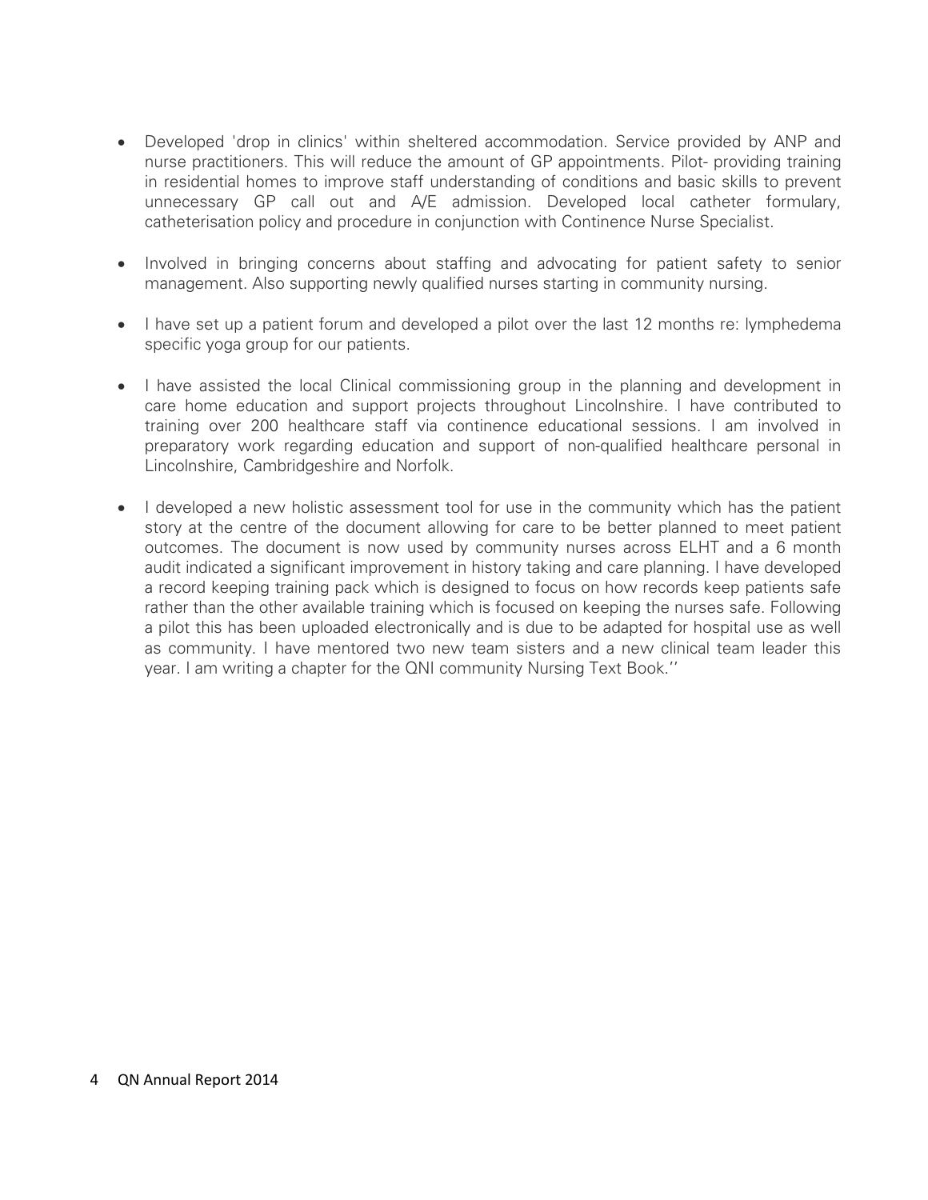- Developed 'drop in clinics' within sheltered accommodation. Service provided by ANP and nurse practitioners. This will reduce the amount of GP appointments. Pilot- providing training in residential homes to improve staff understanding of conditions and basic skills to prevent unnecessary GP call out and A/E admission. Developed local catheter formulary, catheterisation policy and procedure in conjunction with Continence Nurse Specialist.

- Involved in bringing concerns about staffing and advocating for patient safety to senior management. Also supporting newly qualified nurses starting in community nursing.

- I have set up a patient forum and developed a pilot over the last 12 months re: lymphedema specific yoga group for our patients.

- I have assisted the local Clinical commissioning group in the planning and development in care home education and support projects throughout Lincolnshire. I have contributed to training over 200 healthcare staff via continence educational sessions. I am involved in preparatory work regarding education and support of non-qualified healthcare personal in Lincolnshire, Cambridgeshire and Norfolk.

- I developed a new holistic assessment tool for use in the community which has the patient story at the centre of the document allowing for care to be better planned to meet patient outcomes. The document is now used by community nurses across ELHT and a 6 month audit indicated a significant improvement in history taking and care planning. I have developed a record keeping training pack which is designed to focus on how records keep patients safe rather than the other available training which is focused on keeping the nurses safe. Following a pilot this has been uploaded electronically and is due to be adapted for hospital use as well as community. I have mentored two new team sisters and a new clinical team leader this year. I am writing a chapter for the QNI community Nursing Text Book.''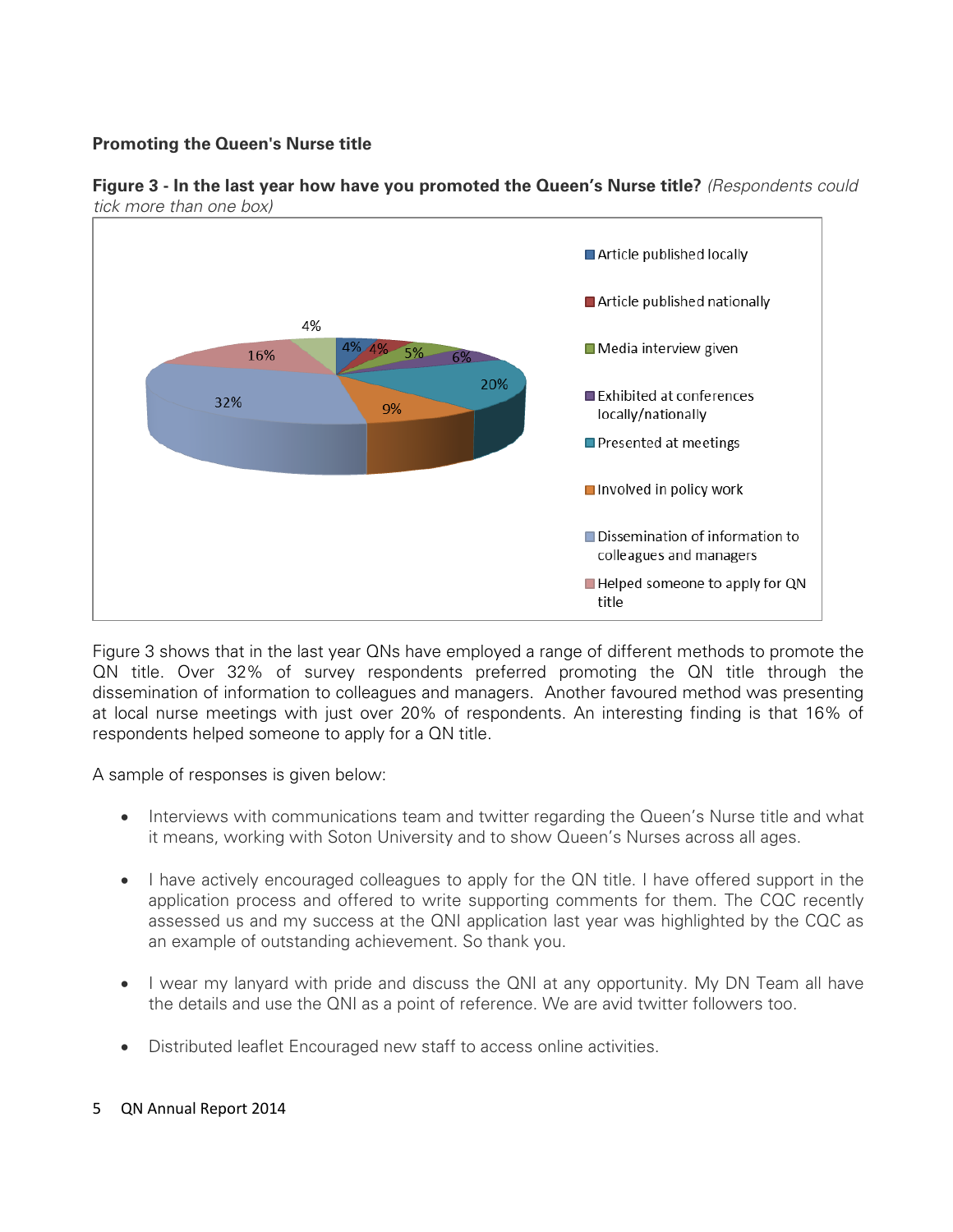**Promoting the Queen's Nurse title**

**Figure 3 - In the last year how have you promoted the Queen's Nurse title?** *(Respondents could tick more than one box)*

| Method | % |
|---|---|
| Article published locally | 4% |
| Article published nationally | 4% |
| Media interview given | 5% |
| Exhibited at conferences locally/nationally | 6% |
| Presented at meetings | 20% |
| Involved in policy work | 9% |
| Dissemination of information to colleagues and managers | 32% |
| Helped someone to apply for QN title | 16% |
| (unlabelled) | 4% |

Figure 3 shows that in the last year QNs have employed a range of different methods to promote the QN title. Over 32% of survey respondents preferred promoting the QN title through the dissemination of information to colleagues and managers. Another favoured method was presenting at local nurse meetings with just over 20% of respondents. An interesting finding is that 16% of respondents helped someone to apply for a QN title.

A sample of responses is given below:

- Interviews with communications team and twitter regarding the Queen's Nurse title and what it means, working with Soton University and to show Queen's Nurses across all ages.
- I have actively encouraged colleagues to apply for the QN title. I have offered support in the application process and offered to write supporting comments for them. The CQC recently assessed us and my success at the QNI application last year was highlighted by the CQC as an example of outstanding achievement. So thank you.
- I wear my lanyard with pride and discuss the QNI at any opportunity. My DN Team all have the details and use the QNI as a point of reference. We are avid twitter followers too.
- Distributed leaflet Encouraged new staff to access online activities.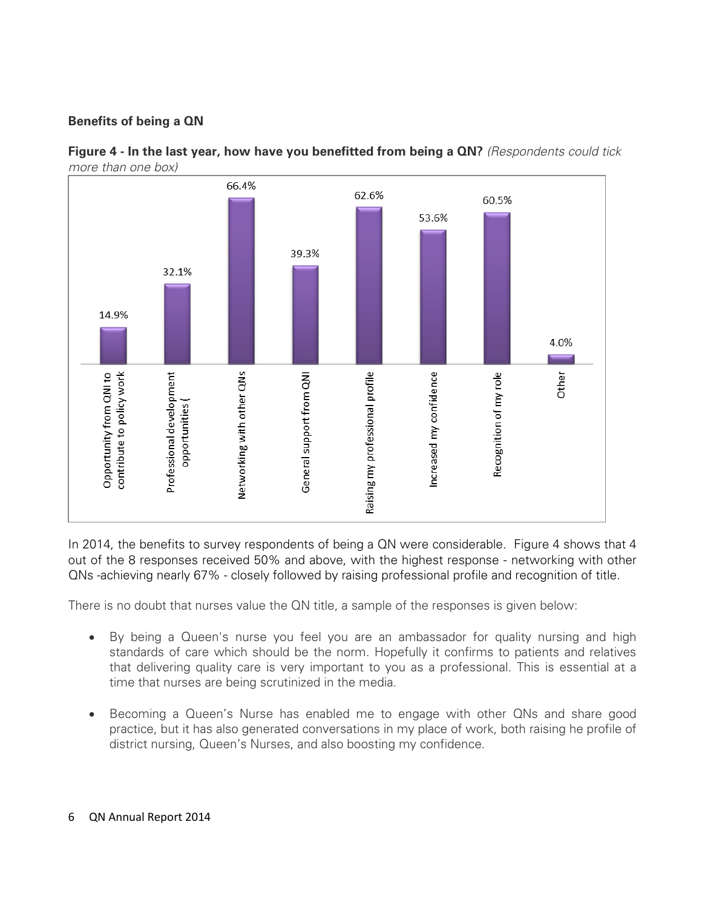### Benefits of being a QN

**Figure 4 - In the last year, how have you benefitted from being a QN?** *(Respondents could tick more than one box)*

| Benefit | Percentage |
|---|---|
| Opportunity from QNI to contribute to policy work | 14.9% |
| Professional development opportunities ( | 32.1% |
| Networking with other QNs | 66.4% |
| General support from QNI | 39.3% |
| Raising my professional profile | 62.6% |
| Increased my confidence | 53.6% |
| Recognition of my role | 60.5% |
| Other | 4.0% |

In 2014, the benefits to survey respondents of being a QN were considerable. Figure 4 shows that 4 out of the 8 responses received 50% and above, with the highest response - networking with other QNs -achieving nearly 67% - closely followed by raising professional profile and recognition of title.

There is no doubt that nurses value the QN title, a sample of the responses is given below:

- By being a Queen's nurse you feel you are an ambassador for quality nursing and high standards of care which should be the norm. Hopefully it confirms to patients and relatives that delivering quality care is very important to you as a professional. This is essential at a time that nurses are being scrutinized in the media.
- Becoming a Queen's Nurse has enabled me to engage with other QNs and share good practice, but it has also generated conversations in my place of work, both raising he profile of district nursing, Queen's Nurses, and also boosting my confidence.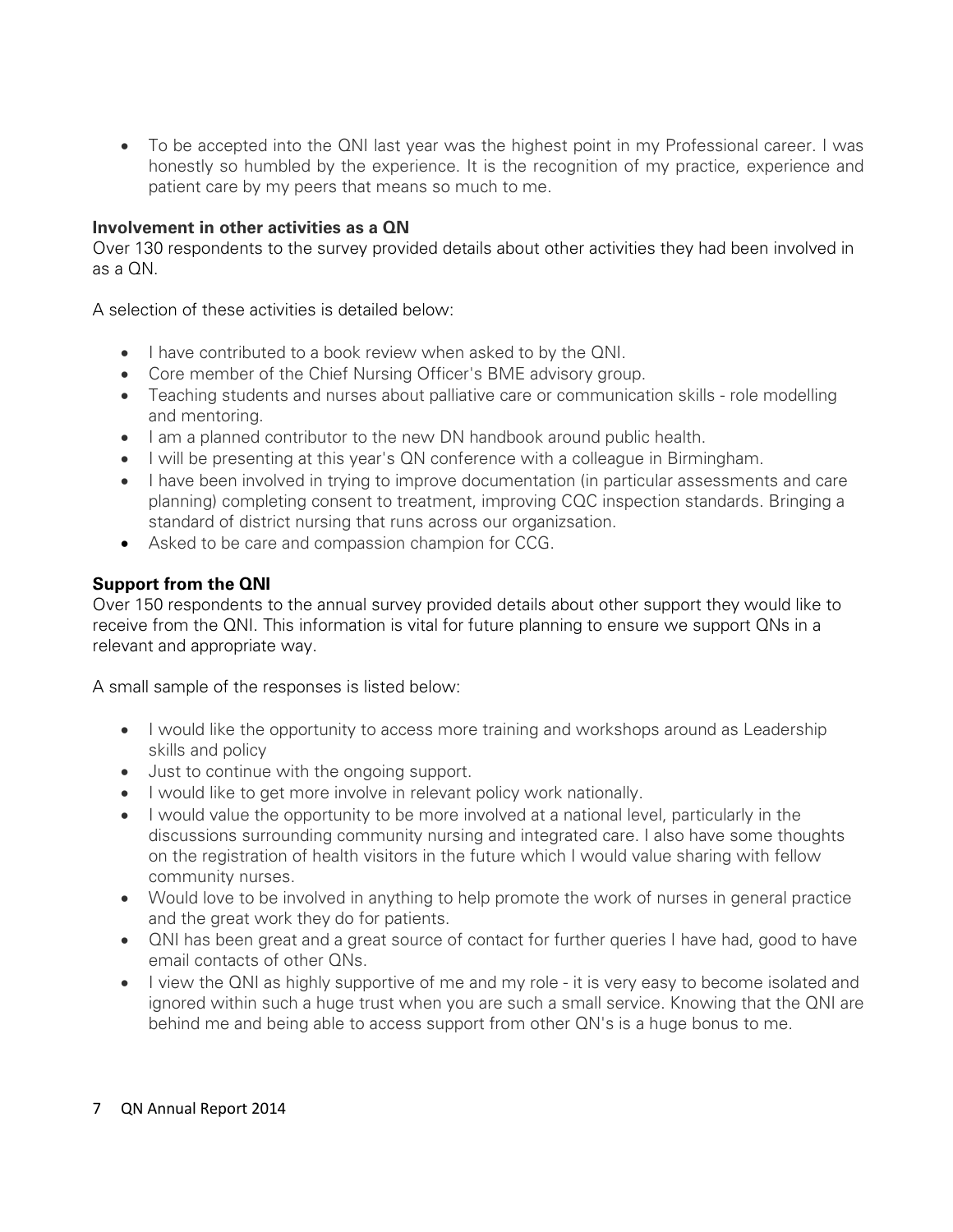- To be accepted into the QNI last year was the highest point in my Professional career. I was honestly so humbled by the experience. It is the recognition of my practice, experience and patient care by my peers that means so much to me.

**Involvement in other activities as a QN**

Over 130 respondents to the survey provided details about other activities they had been involved in as a QN.

A selection of these activities is detailed below:

- I have contributed to a book review when asked to by the QNI.
- Core member of the Chief Nursing Officer's BME advisory group.
- Teaching students and nurses about palliative care or communication skills - role modelling and mentoring.
- I am a planned contributor to the new DN handbook around public health.
- I will be presenting at this year's QN conference with a colleague in Birmingham.
- I have been involved in trying to improve documentation (in particular assessments and care planning) completing consent to treatment, improving CQC inspection standards. Bringing a standard of district nursing that runs across our organizsation.
- Asked to be care and compassion champion for CCG.

**Support from the QNI**

Over 150 respondents to the annual survey provided details about other support they would like to receive from the QNI. This information is vital for future planning to ensure we support QNs in a relevant and appropriate way.

A small sample of the responses is listed below:

- I would like the opportunity to access more training and workshops around as Leadership skills and policy
- Just to continue with the ongoing support.
- I would like to get more involve in relevant policy work nationally.
- I would value the opportunity to be more involved at a national level, particularly in the discussions surrounding community nursing and integrated care. I also have some thoughts on the registration of health visitors in the future which I would value sharing with fellow community nurses.
- Would love to be involved in anything to help promote the work of nurses in general practice and the great work they do for patients.
- QNI has been great and a great source of contact for further queries I have had, good to have email contacts of other QNs.
- I view the QNI as highly supportive of me and my role - it is very easy to become isolated and ignored within such a huge trust when you are such a small service. Knowing that the QNI are behind me and being able to access support from other QN's is a huge bonus to me.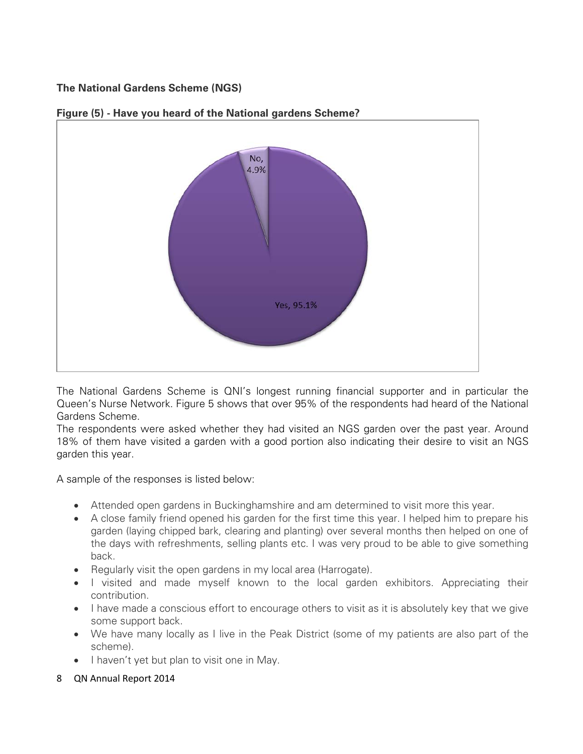**The National Gardens Scheme (NGS)**

**Figure (5) - Have you heard of the National gardens Scheme?**

No, 4.9%

Yes, 95.1%

The National Gardens Scheme is QNI's longest running financial supporter and in particular the Queen's Nurse Network. Figure 5 shows that over 95% of the respondents had heard of the National Gardens Scheme.
The respondents were asked whether they had visited an NGS garden over the past year. Around 18% of them have visited a garden with a good portion also indicating their desire to visit an NGS garden this year.

A sample of the responses is listed below:

- Attended open gardens in Buckinghamshire and am determined to visit more this year.
- A close family friend opened his garden for the first time this year. I helped him to prepare his garden (laying chipped bark, clearing and planting) over several months then helped on one of the days with refreshments, selling plants etc. I was very proud to be able to give something back.
- Regularly visit the open gardens in my local area (Harrogate).
- I visited and made myself known to the local garden exhibitors. Appreciating their contribution.
- I have made a conscious effort to encourage others to visit as it is absolutely key that we give some support back.
- We have many locally as I live in the Peak District (some of my patients are also part of the scheme).
- I haven't yet but plan to visit one in May.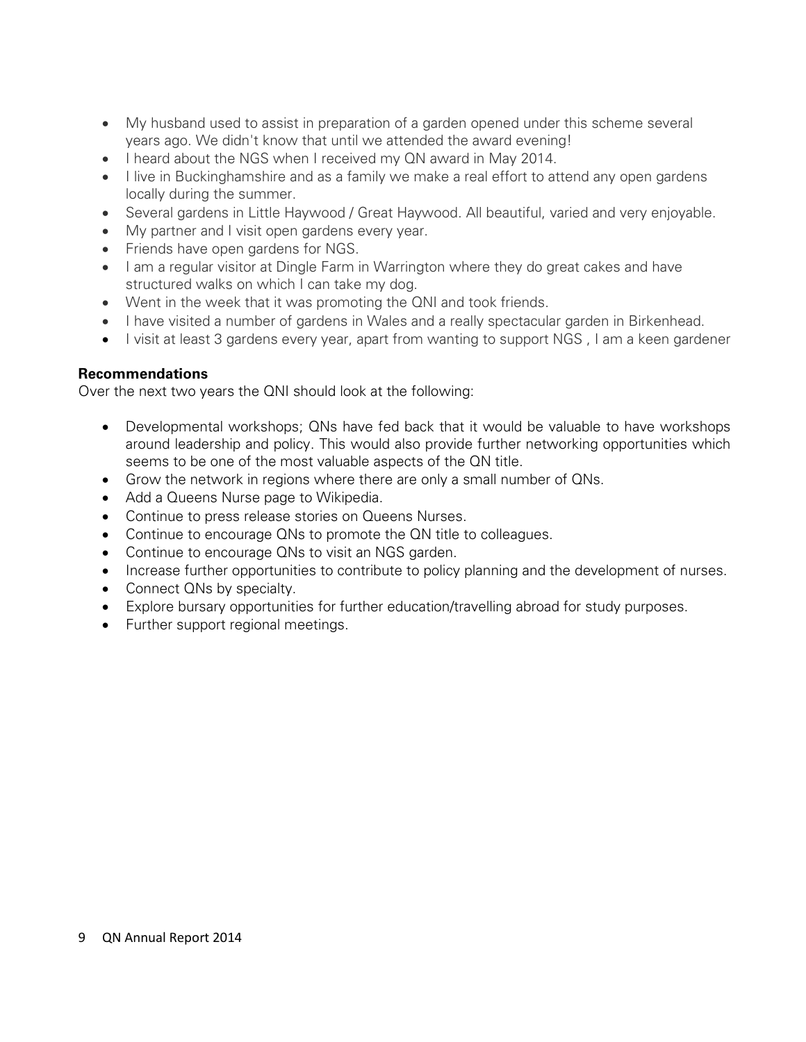- My husband used to assist in preparation of a garden opened under this scheme several years ago. We didn't know that until we attended the award evening!
- I heard about the NGS when I received my QN award in May 2014.
- I live in Buckinghamshire and as a family we make a real effort to attend any open gardens locally during the summer.
- Several gardens in Little Haywood / Great Haywood. All beautiful, varied and very enjoyable.
- My partner and I visit open gardens every year.
- Friends have open gardens for NGS.
- I am a regular visitor at Dingle Farm in Warrington where they do great cakes and have structured walks on which I can take my dog.
- Went in the week that it was promoting the QNI and took friends.
- I have visited a number of gardens in Wales and a really spectacular garden in Birkenhead.
- I visit at least 3 gardens every year, apart from wanting to support NGS , I am a keen gardener

**Recommendations**

Over the next two years the QNI should look at the following:

- Developmental workshops; QNs have fed back that it would be valuable to have workshops around leadership and policy. This would also provide further networking opportunities which seems to be one of the most valuable aspects of the QN title.
- Grow the network in regions where there are only a small number of QNs.
- Add a Queens Nurse page to Wikipedia.
- Continue to press release stories on Queens Nurses.
- Continue to encourage QNs to promote the QN title to colleagues.
- Continue to encourage QNs to visit an NGS garden.
- Increase further opportunities to contribute to policy planning and the development of nurses.
- Connect QNs by specialty.
- Explore bursary opportunities for further education/travelling abroad for study purposes.
- Further support regional meetings.